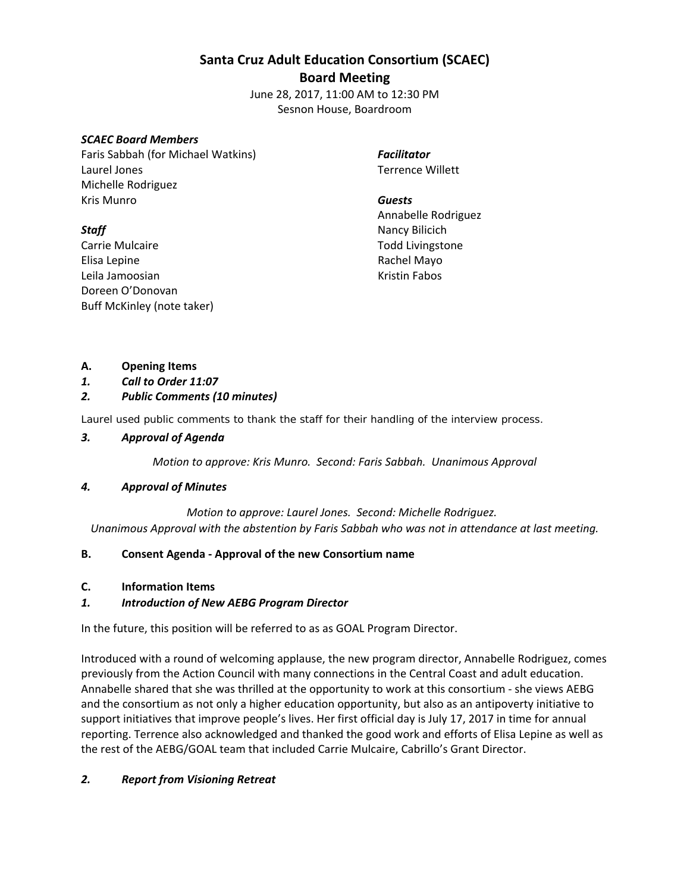# Santa Cruz Adult Education Consortium (SCAEC)
## Board Meeting

June 28, 2017, 11:00 AM to 12:30 PM
Sesnon House, Boardroom

***SCAEC Board Members***
Faris Sabbah (for Michael Watkins)
Laurel Jones
Michelle Rodriguez
Kris Munro

***Staff***
Carrie Mulcaire
Elisa Lepine
Leila Jamoosian
Doreen O'Donovan
Buff McKinley (note taker)

***Facilitator***
Terrence Willett

***Guests***
Annabelle Rodriguez
Nancy Bilicich
Todd Livingstone
Rachel Mayo
Kristin Fabos

**A. Opening Items**

***1. Call to Order 11:07***

***2. Public Comments (10 minutes)***

Laurel used public comments to thank the staff for their handling of the interview process.

***3. Approval of Agenda***

*Motion to approve: Kris Munro. Second: Faris Sabbah. Unanimous Approval*

***4. Approval of Minutes***

*Motion to approve: Laurel Jones. Second: Michelle Rodriguez.*
*Unanimous Approval with the abstention by Faris Sabbah who was not in attendance at last meeting.*

**B. Consent Agenda - Approval of the new Consortium name**

**C. Information Items**

***1. Introduction of New AEBG Program Director***

In the future, this position will be referred to as as GOAL Program Director.

Introduced with a round of welcoming applause, the new program director, Annabelle Rodriguez, comes previously from the Action Council with many connections in the Central Coast and adult education. Annabelle shared that she was thrilled at the opportunity to work at this consortium - she views AEBG and the consortium as not only a higher education opportunity, but also as an antipoverty initiative to support initiatives that improve people's lives. Her first official day is July 17, 2017 in time for annual reporting. Terrence also acknowledged and thanked the good work and efforts of Elisa Lepine as well as the rest of the AEBG/GOAL team that included Carrie Mulcaire, Cabrillo's Grant Director.

***2. Report from Visioning Retreat***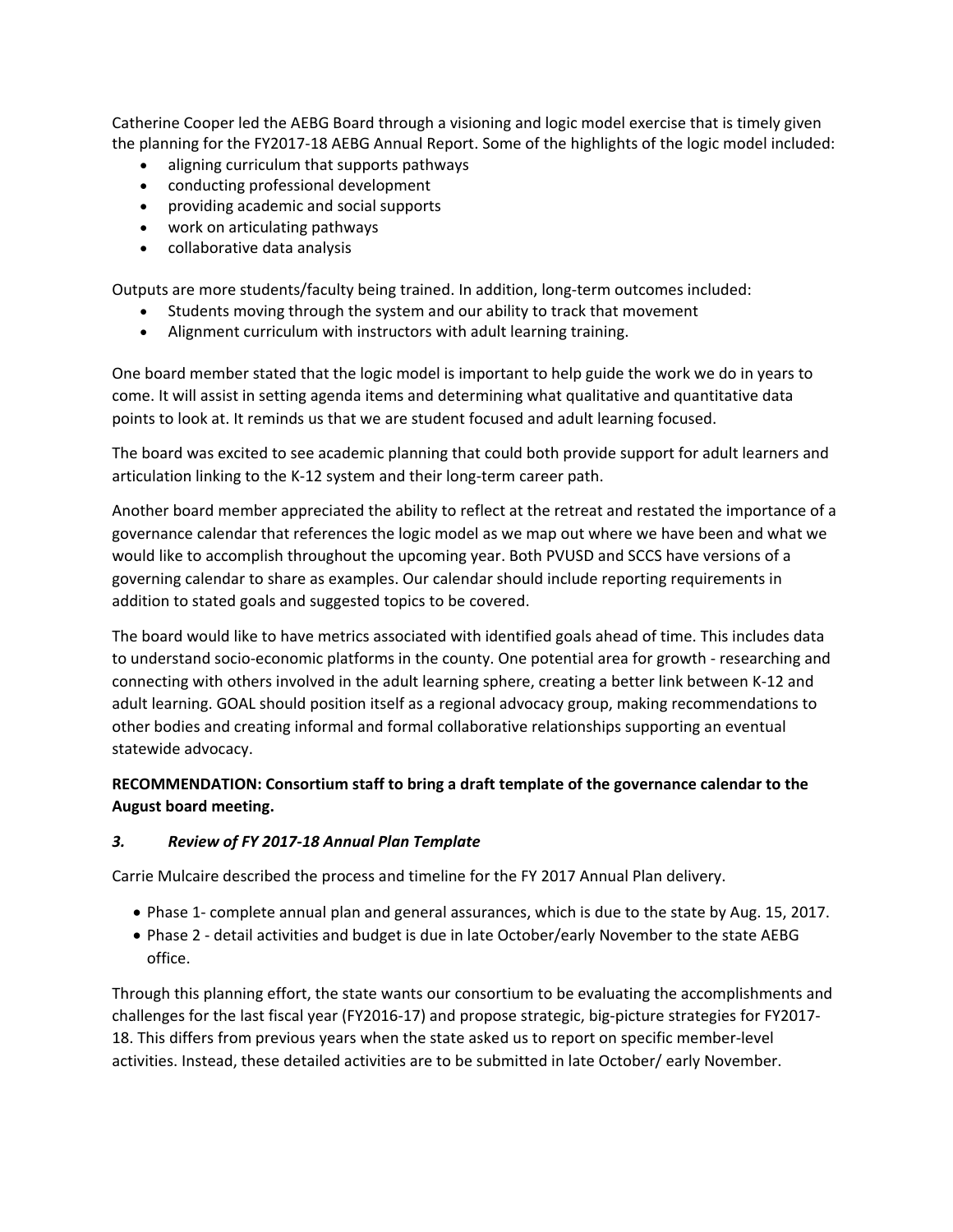Catherine Cooper led the AEBG Board through a visioning and logic model exercise that is timely given the planning for the FY2017-18 AEBG Annual Report. Some of the highlights of the logic model included:

- aligning curriculum that supports pathways
- conducting professional development
- providing academic and social supports
- work on articulating pathways
- collaborative data analysis

Outputs are more students/faculty being trained. In addition, long-term outcomes included:

- Students moving through the system and our ability to track that movement
- Alignment curriculum with instructors with adult learning training.

One board member stated that the logic model is important to help guide the work we do in years to come. It will assist in setting agenda items and determining what qualitative and quantitative data points to look at. It reminds us that we are student focused and adult learning focused.

The board was excited to see academic planning that could both provide support for adult learners and articulation linking to the K-12 system and their long-term career path.

Another board member appreciated the ability to reflect at the retreat and restated the importance of a governance calendar that references the logic model as we map out where we have been and what we would like to accomplish throughout the upcoming year. Both PVUSD and SCCS have versions of a governing calendar to share as examples. Our calendar should include reporting requirements in addition to stated goals and suggested topics to be covered.

The board would like to have metrics associated with identified goals ahead of time. This includes data to understand socio-economic platforms in the county. One potential area for growth - researching and connecting with others involved in the adult learning sphere, creating a better link between K-12 and adult learning. GOAL should position itself as a regional advocacy group, making recommendations to other bodies and creating informal and formal collaborative relationships supporting an eventual statewide advocacy.

**RECOMMENDATION: Consortium staff to bring a draft template of the governance calendar to the August board meeting.**

### *3. Review of FY 2017-18 Annual Plan Template*

Carrie Mulcaire described the process and timeline for the FY 2017 Annual Plan delivery.

- Phase 1- complete annual plan and general assurances, which is due to the state by Aug. 15, 2017.
- Phase 2 - detail activities and budget is due in late October/early November to the state AEBG office.

Through this planning effort, the state wants our consortium to be evaluating the accomplishments and challenges for the last fiscal year (FY2016-17) and propose strategic, big-picture strategies for FY2017-18. This differs from previous years when the state asked us to report on specific member-level activities. Instead, these detailed activities are to be submitted in late October/ early November.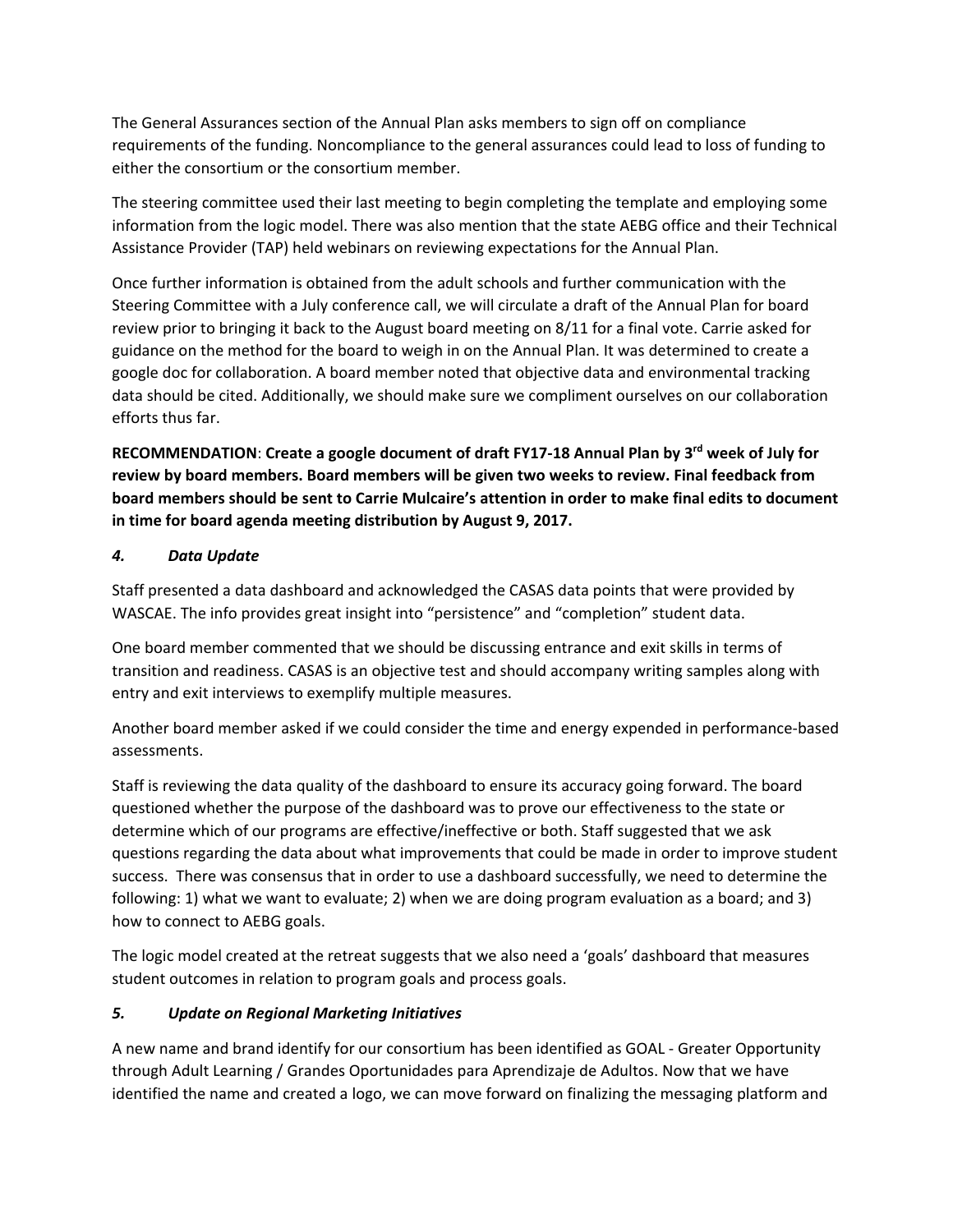The General Assurances section of the Annual Plan asks members to sign off on compliance requirements of the funding. Noncompliance to the general assurances could lead to loss of funding to either the consortium or the consortium member.

The steering committee used their last meeting to begin completing the template and employing some information from the logic model. There was also mention that the state AEBG office and their Technical Assistance Provider (TAP) held webinars on reviewing expectations for the Annual Plan.

Once further information is obtained from the adult schools and further communication with the Steering Committee with a July conference call, we will circulate a draft of the Annual Plan for board review prior to bringing it back to the August board meeting on 8/11 for a final vote. Carrie asked for guidance on the method for the board to weigh in on the Annual Plan. It was determined to create a google doc for collaboration. A board member noted that objective data and environmental tracking data should be cited. Additionally, we should make sure we compliment ourselves on our collaboration efforts thus far.

**RECOMMENDATION**: **Create a google document of draft FY17-18 Annual Plan by 3rd week of July for review by board members. Board members will be given two weeks to review. Final feedback from board members should be sent to Carrie Mulcaire's attention in order to make final edits to document in time for board agenda meeting distribution by August 9, 2017.**

### *4. Data Update*

Staff presented a data dashboard and acknowledged the CASAS data points that were provided by WASCAE. The info provides great insight into "persistence" and "completion" student data.

One board member commented that we should be discussing entrance and exit skills in terms of transition and readiness. CASAS is an objective test and should accompany writing samples along with entry and exit interviews to exemplify multiple measures.

Another board member asked if we could consider the time and energy expended in performance-based assessments.

Staff is reviewing the data quality of the dashboard to ensure its accuracy going forward. The board questioned whether the purpose of the dashboard was to prove our effectiveness to the state or determine which of our programs are effective/ineffective or both. Staff suggested that we ask questions regarding the data about what improvements that could be made in order to improve student success. There was consensus that in order to use a dashboard successfully, we need to determine the following: 1) what we want to evaluate; 2) when we are doing program evaluation as a board; and 3) how to connect to AEBG goals.

The logic model created at the retreat suggests that we also need a 'goals' dashboard that measures student outcomes in relation to program goals and process goals.

### *5. Update on Regional Marketing Initiatives*

A new name and brand identify for our consortium has been identified as GOAL - Greater Opportunity through Adult Learning / Grandes Oportunidades para Aprendizaje de Adultos. Now that we have identified the name and created a logo, we can move forward on finalizing the messaging platform and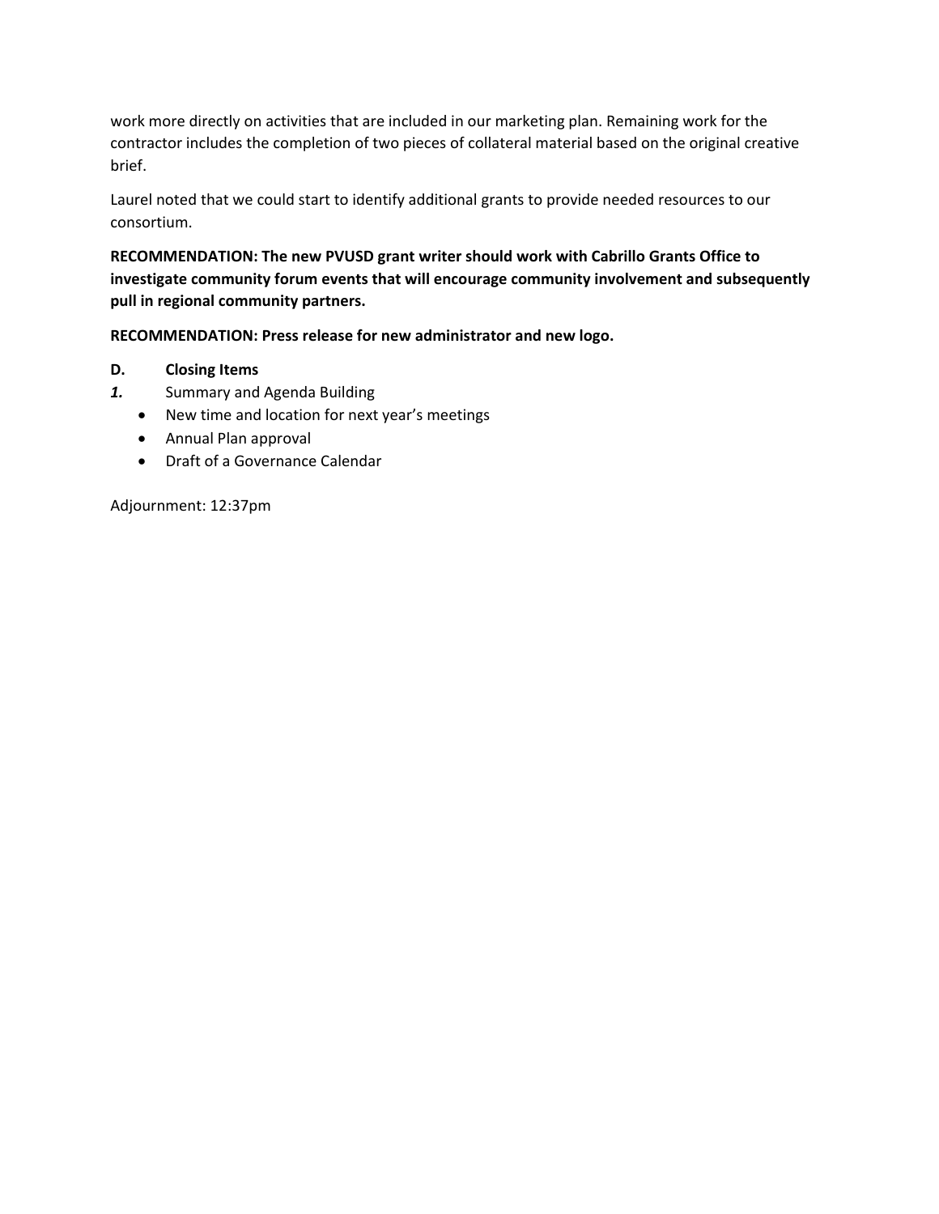work more directly on activities that are included in our marketing plan. Remaining work for the contractor includes the completion of two pieces of collateral material based on the original creative brief.

Laurel noted that we could start to identify additional grants to provide needed resources to our consortium.

**RECOMMENDATION: The new PVUSD grant writer should work with Cabrillo Grants Office to investigate community forum events that will encourage community involvement and subsequently pull in regional community partners.**

**RECOMMENDATION: Press release for new administrator and new logo.**

**D. Closing Items**

***1.*** Summary and Agenda Building

- New time and location for next year's meetings
- Annual Plan approval
- Draft of a Governance Calendar

Adjournment: 12:37pm